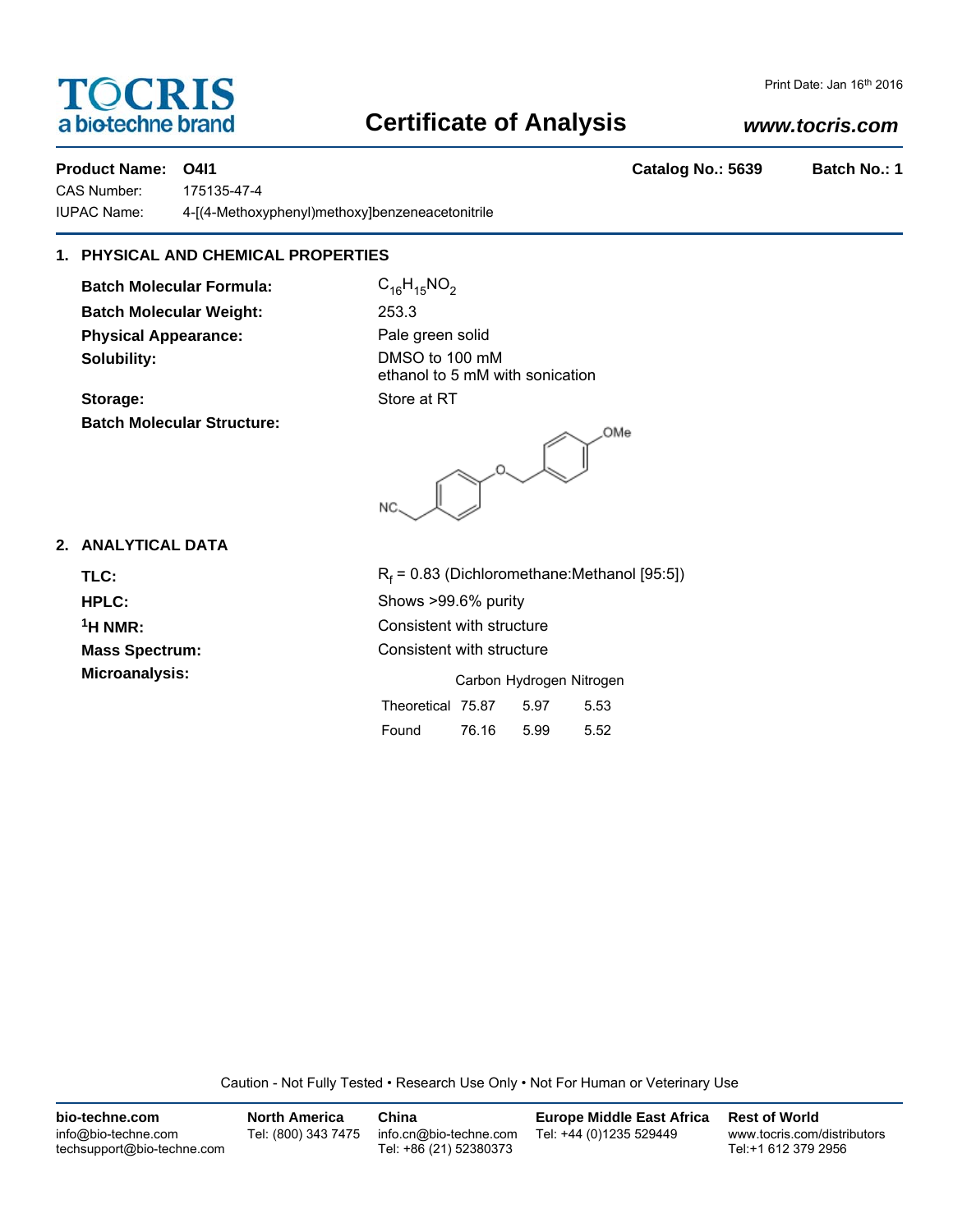**TOCRIS**
a biotechne brand

Print Date: Jan 16th 2016

# Certificate of Analysis

*www.tocris.com*

**Product Name: O4I1** **Catalog No.: 5639** **Batch No.: 1**

CAS Number: 175135-47-4

IUPAC Name: 4-[(4-Methoxyphenyl)methoxy]benzeneacetonitrile

## 1. PHYSICAL AND CHEMICAL PROPERTIES

**Batch Molecular Formula:** $C_{16}H_{15}NO_2$

**Batch Molecular Weight:** 253.3

**Physical Appearance:** Pale green solid

**Solubility:** DMSO to 100 mM
ethanol to 5 mM with sonication

**Storage:** Store at RT

**Batch Molecular Structure:**

## 2. ANALYTICAL DATA

**TLC:** $R_f$ = 0.83 (Dichloromethane:Methanol [95:5])

**HPLC:** Shows >99.6% purity

**$^1$H NMR:** Consistent with structure

**Mass Spectrum:** Consistent with structure

**Microanalysis:**

| | Carbon | Hydrogen | Nitrogen |
|---|---|---|---|
| Theoretical | 75.87 | 5.97 | 5.53 |
| Found | 76.16 | 5.99 | 5.52 |

Caution - Not Fully Tested • Research Use Only • Not For Human or Veterinary Use

**bio-techne.com**
info@bio-techne.com
techsupport@bio-techne.com

**North America**
Tel: (800) 343 7475

**China**
info.cn@bio-techne.com
Tel: +86 (21) 52380373

**Europe Middle East Africa**
Tel: +44 (0)1235 529449

**Rest of World**
www.tocris.com/distributors
Tel:+1 612 379 2956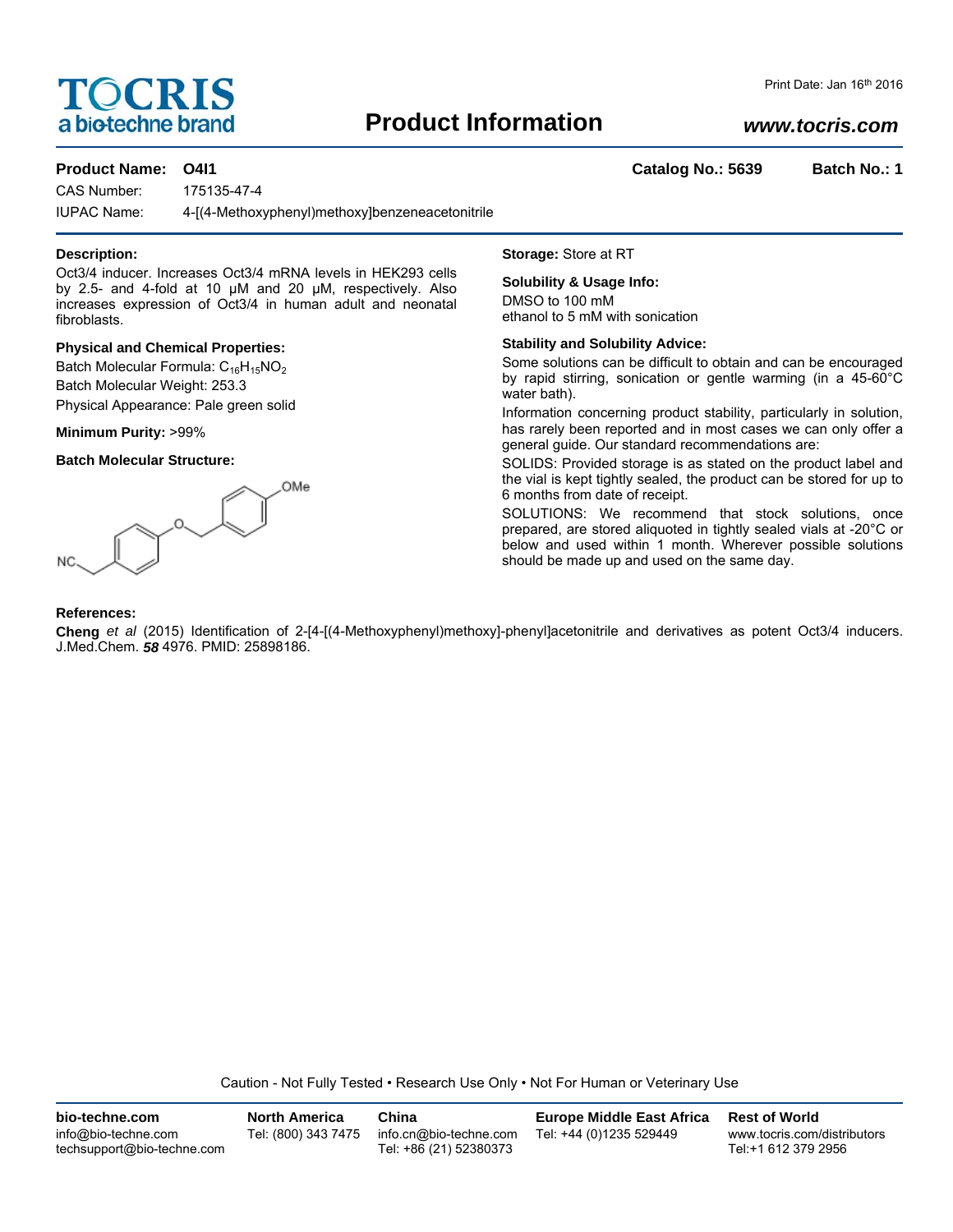**TOCRIS**
a bio-techne brand

Print Date: Jan 16th 2016

# Product Information

***www.tocris.com***

**Product Name: O4I1** **Catalog No.: 5639** **Batch No.: 1**

CAS Number: 175135-47-4

IUPAC Name: 4-[(4-Methoxyphenyl)methoxy]benzeneacetonitrile

**Description:**

Oct3/4 inducer. Increases Oct3/4 mRNA levels in HEK293 cells by 2.5- and 4-fold at 10 μM and 20 μM, respectively. Also increases expression of Oct3/4 in human adult and neonatal fibroblasts.

**Physical and Chemical Properties:**

Batch Molecular Formula: $C_{16}H_{15}NO_2$

Batch Molecular Weight: 253.3

Physical Appearance: Pale green solid

**Minimum Purity:** >99%

**Batch Molecular Structure:**

OMe

O

NC

**Storage:** Store at RT

**Solubility & Usage Info:**

DMSO to 100 mM
ethanol to 5 mM with sonication

**Stability and Solubility Advice:**

Some solutions can be difficult to obtain and can be encouraged by rapid stirring, sonication or gentle warming (in a 45-60°C water bath).

Information concerning product stability, particularly in solution, has rarely been reported and in most cases we can only offer a general guide. Our standard recommendations are:

SOLIDS: Provided storage is as stated on the product label and the vial is kept tightly sealed, the product can be stored for up to 6 months from date of receipt.

SOLUTIONS: We recommend that stock solutions, once prepared, are stored aliquoted in tightly sealed vials at -20°C or below and used within 1 month. Wherever possible solutions should be made up and used on the same day.

**References:**

**Cheng** *et al* (2015) Identification of 2-[4-[(4-Methoxyphenyl)methoxy]-phenyl]acetonitrile and derivatives as potent Oct3/4 inducers. J.Med.Chem. ***58*** 4976. PMID: 25898186.

Caution - Not Fully Tested • Research Use Only • Not For Human or Veterinary Use

**bio-techne.com**
info@bio-techne.com
techsupport@bio-techne.com

**North America**
Tel: (800) 343 7475

**China**
info.cn@bio-techne.com
Tel: +86 (21) 52380373

**Europe Middle East Africa**
Tel: +44 (0)1235 529449

**Rest of World**
www.tocris.com/distributors
Tel:+1 612 379 2956